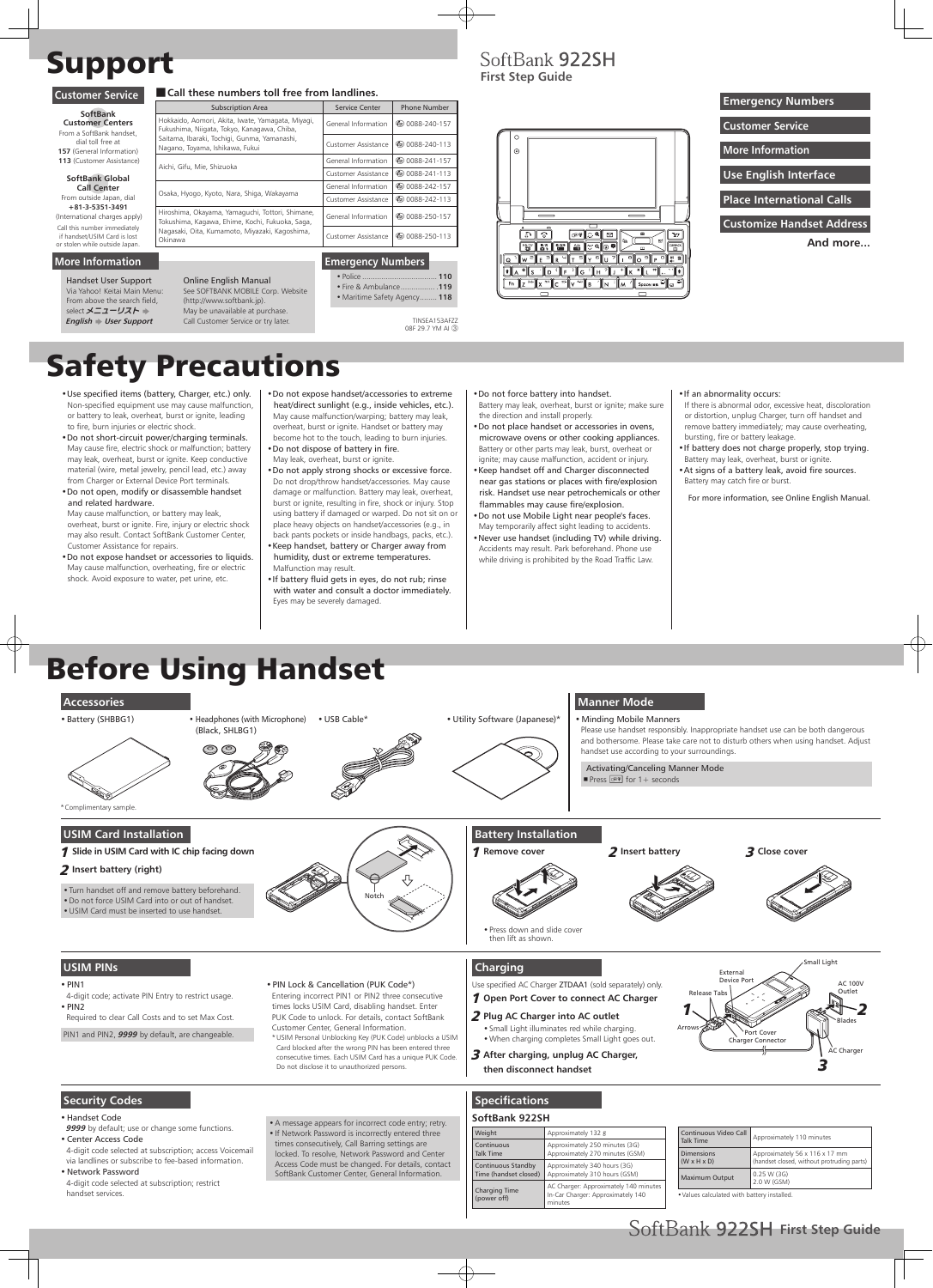# Support

## SoftBank 922SH
**First Step Guide**

- Emergency Numbers
- Customer Service
- More Information
- Use English Interface
- Place International Calls
- Customize Handset Address

**And more...**

### Customer Service

**SoftBank Customer Centers**
From a SoftBank handset, dial toll free at
**157** (General Information)
**113** (Customer Assistance)

**SoftBank Global Call Center**
From outside Japan, dial
**+81-3-5351-3491**
(International charges apply)
Call this number immediately if handset/USIM Card is lost or stolen while outside Japan.

**■ Call these numbers toll free from landlines.**

| Subscription Area | Service Center | Phone Number |
|---|---|---|
| Hokkaido, Aomori, Akita, Iwate, Yamagata, Miyagi, Fukushima, Niigata, Tokyo, Kanagawa, Chiba, Saitama, Ibaraki, Tochigi, Gunma, Yamanashi, Nagano, Toyama, Ishikawa, Fukui | General Information | 0088-240-157 |
| | Customer Assistance | 0088-240-113 |
| Aichi, Gifu, Mie, Shizuoka | General Information | 0088-241-157 |
| | Customer Assistance | 0088-241-113 |
| Osaka, Hyogo, Kyoto, Nara, Shiga, Wakayama | General Information | 0088-242-157 |
| | Customer Assistance | 0088-242-113 |
| Hiroshima, Okayama, Yamaguchi, Tottori, Shimane, Tokushima, Kagawa, Ehime, Kochi, Fukuoka, Saga, Nagasaki, Oita, Kumamoto, Miyazaki, Kagoshima, Okinawa | General Information | 0088-250-157 |
| | Customer Assistance | 0088-250-113 |

### More Information

**Handset User Support**
Via Yahoo! Keitai Main Menu:
From above the search field, select ***メニューリスト*** ➡ ***English*** ➡ ***User Support***

**Online English Manual**
See SOFTBANK MOBILE Corp. Website (http://www.softbank.jp).
May be unavailable at purchase.
Call Customer Service or try later.

### Emergency Numbers

- Police .......... **110**
- Fire & Ambulance .......... **119**
- Maritime Safety Agency .......... **118**

TINSEA153AFZZ
08F 29.7 YM AI ③

# Safety Precautions

- Use specified items (battery, Charger, etc.) only.
  Non-specified equipment use may cause malfunction, or battery to leak, overheat, burst or ignite, leading to fire, burn injuries or electric shock.
- Do not short-circuit power/charging terminals.
  May cause fire, electric shock or malfunction; battery may leak, overheat, burst or ignite. Keep conductive material (wire, metal jewelry, pencil lead, etc.) away from Charger or External Device Port terminals.
- Do not open, modify or disassemble handset and related hardware.
  May cause malfunction, or battery may leak, overheat, burst or ignite. Fire, injury or electric shock may also result. Contact SoftBank Customer Center, Customer Assistance for repairs.
- Do not expose handset or accessories to liquids.
  May cause malfunction, overheating, fire or electric shock. Avoid exposure to water, pet urine, etc.
- Do not expose handset/accessories to extreme heat/direct sunlight (e.g., inside vehicles, etc.).
  May cause malfunction/warping; battery may leak, overheat, burst or ignite. Handset or battery may become hot to the touch, leading to burn injuries.
- Do not dispose of battery in fire.
  May leak, overheat, burst or ignite.
- Do not apply strong shocks or excessive force.
  Do not drop/throw handset/accessories. May cause damage or malfunction. Battery may leak, overheat, burst or ignite, resulting in fire, shock or injury. Stop using battery if damaged or warped. Do not sit on or place heavy objects on handset/accessories (e.g., in back pants pockets or inside handbags, packs, etc.).
- Keep handset, battery or Charger away from humidity, dust or extreme temperatures.
  Malfunction may result.
- If battery fluid gets in eyes, do not rub; rinse with water and consult a doctor immediately.
  Eyes may be severely damaged.
- Do not force battery into handset.
  Battery may leak, overheat, burst or ignite; make sure the direction and install properly.
- Do not place handset or accessories in ovens, microwave ovens or other cooking appliances.
  Battery or other parts may leak, burst, overheat or ignite; may cause malfunction, accident or injury.
- Keep handset off and Charger disconnected near gas stations or places with fire/explosion risk. Handset use near petrochemicals or other flammables may cause fire/explosion.
- Do not use Mobile Light near people's faces.
  May temporarily affect sight leading to accidents.
- Never use handset (including TV) while driving.
  Accidents may result. Park beforehand. Phone use while driving is prohibited by the Road Traffic Law.
- If an abnormality occurs:
  If there is abnormal odor, excessive heat, discoloration or distortion, unplug Charger, turn off handset and remove battery immediately; may cause overheating, bursting, fire or battery leakage.
- If battery does not charge properly, stop trying.
  Battery may leak, overheat, burst or ignite.
- At signs of a battery leak, avoid fire sources.
  Battery may catch fire or burst.

For more information, see Online English Manual.

# Before Using Handset

## Accessories

- Battery (SHBBG1)
- Headphones (with Microphone) (Black, SHLBG1)
- USB Cable*
- Utility Software (Japanese)*

*Complimentary sample.

## Manner Mode

- Minding Mobile Manners
  Please use handset responsibly. Inappropriate handset use can be both dangerous and bothersome. Please take care not to disturb others when using handset. Adjust handset use according to your surroundings.

**Activating/Canceling Manner Mode**
■ Press [key] for 1+ seconds

## USIM Card Installation

**1** Slide in USIM Card with IC chip facing down

**2** Insert battery (right)

- Turn handset off and remove battery beforehand.
- Do not force USIM Card into or out of handset.
- USIM Card must be inserted to use handset.

Notch

## Battery Installation

**1** Remove cover
**2** Insert battery
**3** Close cover

- Press down and slide cover then lift as shown.

## USIM PINs

- PIN1
  4-digit code; activate PIN Entry to restrict usage.
- PIN2
  Required to clear Call Costs and to set Max Cost.

PIN1 and PIN2, ***9999*** by default, are changeable.

- PIN Lock & Cancellation (PUK Code*)
  Entering incorrect PIN1 or PIN2 three consecutive times locks USIM Card, disabling handset. Enter PUK Code to unlock. For details, contact SoftBank Customer Center, General Information.
  *USIM Personal Unblocking Key (PUK Code) unblocks a USIM Card blocked after the wrong PIN has been entered three consecutive times. Each USIM Card has a unique PUK Code. Do not disclose it to unauthorized persons.

## Charging

Use specified AC Charger ZTDAA1 (sold separately) only.

**1** Open Port Cover to connect AC Charger

**2** Plug AC Charger into AC outlet
- Small Light illuminates red while charging.
- When charging completes Small Light goes out.

**3** After charging, unplug AC Charger, then disconnect handset

Small Light, External Device Port, Release Tabs, AC 100V Outlet, Arrows, Blades, Port Cover, Charger Connector, AC Charger

## Security Codes

- Handset Code
  ***9999*** by default; use or change some functions.
- Center Access Code
  4-digit code selected at subscription; access Voicemail via landlines or subscribe to fee-based information.
- Network Password
  4-digit code selected at subscription; restrict handset services.

- A message appears for incorrect code entry; retry.
- If Network Password is incorrectly entered three times consecutively, Call Barring settings are locked. To resolve, Network Password and Center Access Code must be changed. For details, contact SoftBank Customer Center, General Information.

## Specifications

**SoftBank 922SH**

| | |
|---|---|
| Weight | Approximately 132 g |
| Continuous Talk Time | Approximately 250 minutes (3G)<br>Approximately 270 minutes (GSM) |
| Continuous Standby Time (handset closed) | Approximately 340 hours (3G)<br>Approximately 310 hours (GSM) |
| Charging Time (power off) | AC Charger: Approximately 140 minutes<br>In-Car Charger: Approximately 140 minutes |
| Continuous Video Call Talk Time | Approximately 110 minutes |
| Dimensions (W x H x D) | Approximately 56 x 116 x 17 mm (handset closed, without protruding parts) |
| Maximum Output | 0.25 W (3G)<br>2.0 W (GSM) |

- Values calculated with battery installed.

SoftBank 922SH **First Step Guide**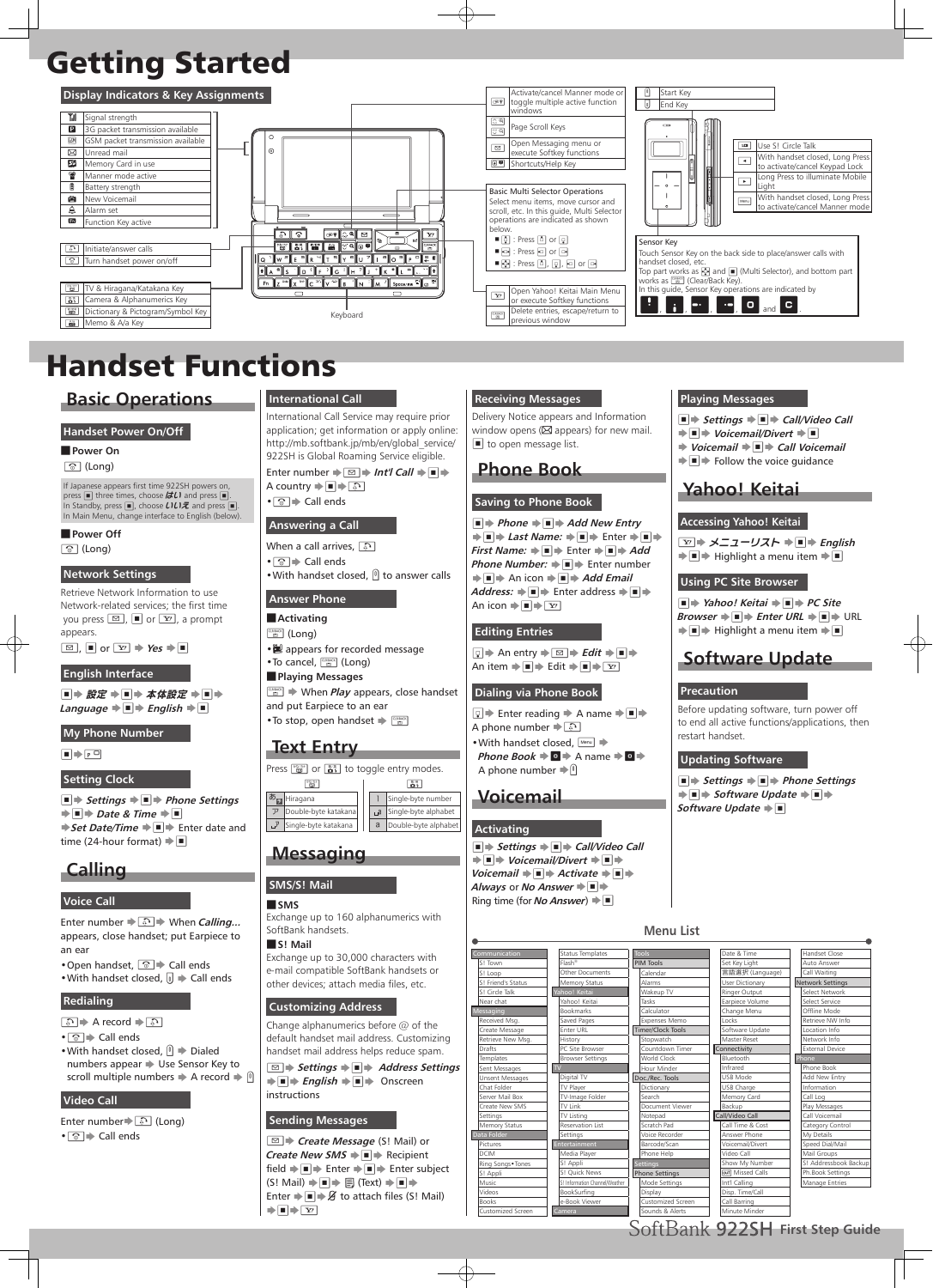# Getting Started

## Display Indicators & Key Assignments

| | |
|---|---|
| | Signal strength |
| | 3G packet transmission available |
| | GSM packet transmission available |
| | Unread mail |
| | Memory Card in use |
| | Manner mode active |
| | Battery strength |
| | New Voicemail |
| | Alarm set |
| | Function Key active |

| | |
|---|---|
| | Initiate/answer calls |
| | Turn handset power on/off |

| | |
|---|---|
| | TV & Hiragana/Katakana Key |
| | Camera & Alphanumerics Key |
| | Dictionary & Pictogram/Symbol Key |
| | Memo & A/a Key |

| | |
|---|---|
| | Activate/cancel Manner mode or toggle multiple active function windows |
| | Page Scroll Keys |
| | Open Messaging menu or execute Softkey functions |
| | Shortcuts/Help Key |

Basic Multi Selector Operations
Select menu items, move cursor and scroll, etc. In this guide, Multi Selector operations are indicated as shown below.
- : Press or
- : Press or
- : Press , , or

| | |
|---|---|
| | Open Yahoo! Keitai Main Menu or execute Softkey functions |
| | Delete entries, escape/return to previous window |

Keyboard

| | |
|---|---|
| | Start Key |
| | End Key |

| | |
|---|---|
| | Use S! Circle Talk |
| | With handset closed, Long Press to activate/cancel Keypad Lock |
| | Long Press to illuminate Mobile Light |
| | With handset closed, Long Press to activate/cancel Manner mode |

Sensor Key
Touch Sensor Key on the back side to place/answer calls with handset closed, etc.
Top part works as (Clear/Back Key).
Middle part works as (Multi Selector), and bottom part
In this guide, Sensor Key operations are indicated by , , , , and .

# Handset Functions

## Basic Operations

### Handset Power On/Off

**Power On**

(Long)

If Japanese appears first time 922SH powers on, press three times, choose *はい* and press . In Standby, press , choose *いいえ* and press . In Main Menu, change interface to English (below).

**Power Off**

(Long)

### Network Settings

Retrieve Network Information to use Network-related services; the first time you press , or , a prompt appears.

, or → *Yes* →

### English Interface

→ *設定* → → *本体設定* → → *Language* → → *English* →

### My Phone Number

→

### Setting Clock

→ *Settings* → → *Phone Settings* → → *Date & Time* → → *Set Date/Time* → → Enter date and time (24-hour format) →

## Calling

### Voice Call

Enter number → → When *Calling...* appears, close handset; put Earpiece to an ear

- Open handset, → Call ends
- With handset closed, → Call ends

### Redialing

→ A record →

- → Call ends
- With handset closed, → Dialed numbers appear → Use Sensor Key to scroll multiple numbers → A record →

### Video Call

Enter number → (Long)

- → Call ends

### International Call

International Call Service may require prior application; get information or apply online: http://mb.softbank.jp/mb/en/global_service/ 922SH is Global Roaming Service eligible.

Enter number → → *Int'l Call* → → A country → → →

- → Call ends

### Answering a Call

When a call arrives,

- → Call ends
- With handset closed, to answer calls

### Answer Phone

**Activating**

(Long)

- appears for recorded message
- To cancel, (Long)

**Playing Messages**

→ When *Play* appears, close handset and put Earpiece to an ear

- To stop, open handset →

## Text Entry

Press or to toggle entry modes.

| | | | |
|---|---|---|---|
| | Hiragana | | Single-byte number |
| | Double-byte katakana | | Single-byte alphabet |
| | Single-byte katakana | | Double-byte alphabet |

## Messaging

### SMS/S! Mail

**SMS**

Exchange up to 160 alphanumerics with SoftBank handsets.

**S! Mail**

Exchange up to 30,000 characters with e-mail compatible SoftBank handsets or other devices; attach media files, etc.

### Customizing Address

Change alphanumerics before @ of the default handset mail address. Customizing handset mail address helps reduce spam.

→ *Settings* → → *Address Settings* → → *English* → → Onscreen instructions

### Sending Messages

→ *Create Message* (S! Mail) or *Create New SMS* → → Recipient field → → Enter → → Enter subject (S! Mail) → → (Text) → → Enter → → to attach files (S! Mail) → →

### Receiving Messages

Delivery Notice appears and Information window opens ( appears) for new mail. to open message list.

## Phone Book

### Saving to Phone Book

→ *Phone* → → *Add New Entry* → → *Last Name:* → → Enter → → *First Name:* → → Enter → → *Add Phone Number:* → → Enter number → → An icon → → *Add Email Address:* → → Enter address → → An icon → →

### Editing Entries

→ An entry → → *Edit* → → An item → → Edit → →

### Dialing via Phone Book

→ Enter reading → A name → → A phone number →

- With handset closed, → *Phone Book* → → A name → → A phone number →

## Voicemail

### Activating

→ *Settings* → → *Call/Video Call* → → *Voicemail/Divert* → → *Voicemail* → → *Activate* → → *Always* or *No Answer* → → Ring time (for *No Answer*) →

### Playing Messages

→ *Settings* → → *Call/Video Call* → → *Voicemail/Divert* → → *Voicemail* → → *Call Voicemail* → → Follow the voice guidance

## Yahoo! Keitai

### Accessing Yahoo! Keitai

→ *メニューリスト* → → *English* → → Highlight a menu item →

### Using PC Site Browser

→ *Yahoo! Keitai* → → *PC Site Browser* → → *Enter URL* → → URL → → Highlight a menu item →

## Software Update

### Precaution

Before updating software, turn power off to end all active functions/applications, then restart handset.

### Updating Software

→ *Settings* → → *Phone Settings* → → *Software Update* → → *Software Update* →

## Menu List

**Communication**
S! Town
S! Loop
S! Friend's Status
S! Circle Talk
Near chat

**Messaging**
Received Msg.
Create Message
Retrieve New Msg.
Drafts
Templates
Sent Messages
Unsent Messages
Chat Folder
Server Mail Box
Create New SMS
Settings
Memory Status

**Data Folder**
Pictures
DCIM
Ring Songs•Tones
S! Appli
Music
Videos
Books
Customized Screen
Status Templates
Flash®
Other Documents
Memory Status

**Yahoo! Keitai**
Yahoo! Keitai
Bookmarks
Saved Pages
Enter URL
History
PC Site Browser
Browser Settings

**TV**
Digital TV
TV Player
TV Image Folder
TV Link
TV Listing
Reservation List
Settings

**Entertainment**
Media Player
S! Appli
S! Quick News
S! Information Channel/Weather
BookSurfing
E-Book Viewer

**Camera**

**Tools**

**PIM Tools**
Calendar
Alarms
Wakeup TV
Tasks
Calculator
Expenses Memo

**Timer/Clock Tools**
Stopwatch
Countdown Timer
World Clock
Hour Minder

**Doc./Rec. Tools**
Dictionary
Search
Document Viewer
Notepad
Scratch Pad
Voice Recorder
Barcode/Scan
Phone Help

**Settings**

**Phone Settings**
Mode Settings
Display
Customized Screen
Sounds & Alerts
Date & Time
Set Key Light
言語選択 (Language)
User Dictionary
Ringer Output
Earpiece Volume
Change Menu
Locks
Software Update
Master Reset

**Connectivity**
Bluetooth
Infrared
USB Mode
USB Charge
Memory Card
Backup

**Call/Video Call**
Call Time & Cost
Answer Phone
Voicemail/Divert
Video Call
Show My Number
Missed Calls
Int'l Calling
Disp. Time/Call
Minute Minder
Handset Close
Auto Answer
Call Waiting

**Network Settings**
Select Network
Select Service
Offline Mode
Retrieve NW Info
Location Info
Network Info
External Device

**Phone**
Phone Book
Add New Entry
Information
Call Log
Play Messages
Call Voicemail
Category Control
My Details
Speed Dial/Mail
S! Addressbook Backup
Ph.Book Settings
Manage Entries

SoftBank 922SH First Step Guide